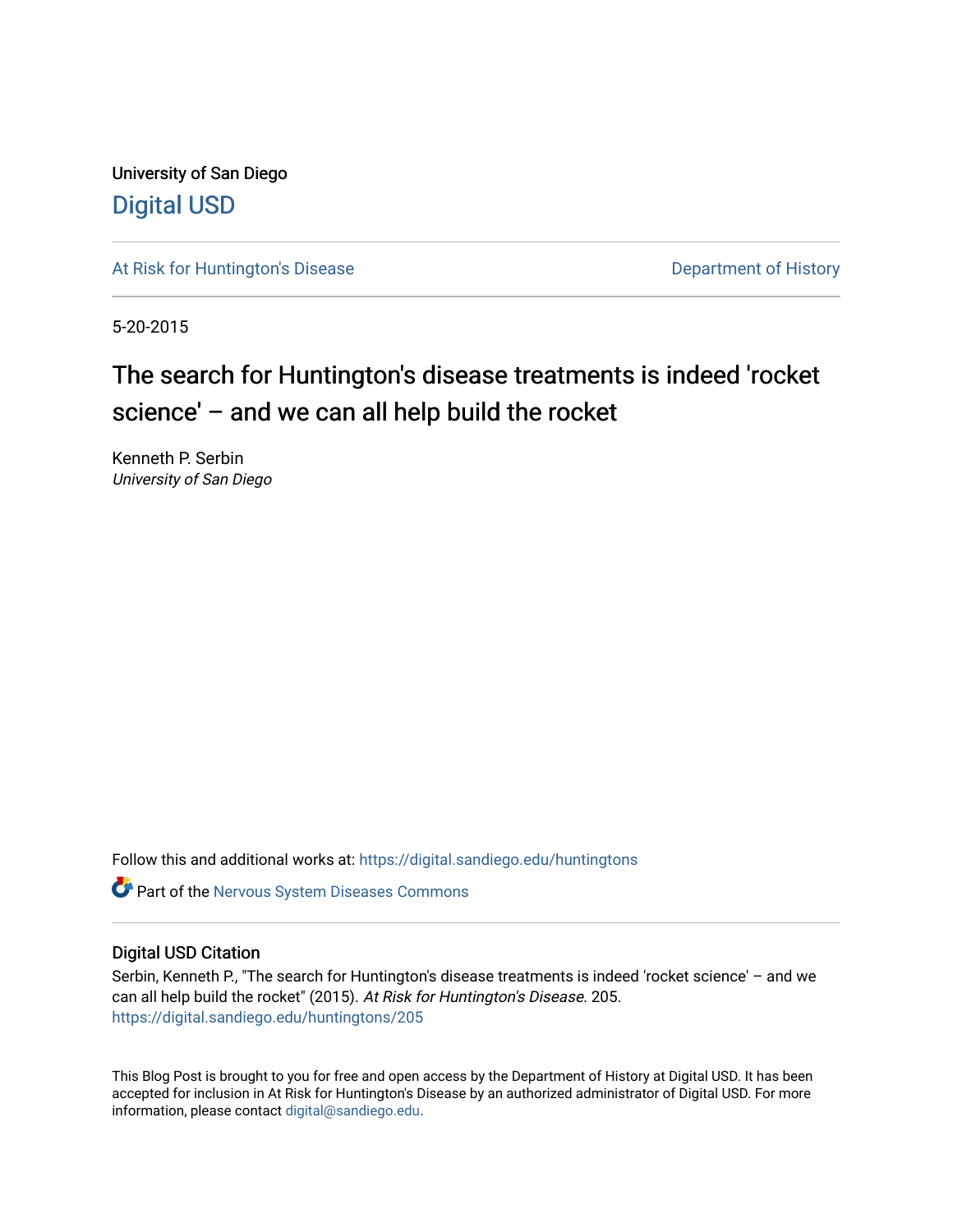University of San Diego

[Digital USD](https://digital.sandiego.edu)

[At Risk for Huntington's Disease](https://digital.sandiego.edu/huntingtons) | [Department of History](https://digital.sandiego.edu/history)

5-20-2015

# The search for Huntington's disease treatments is indeed 'rocket science' – and we can all help build the rocket

Kenneth P. Serbin
*University of San Diego*

Follow this and additional works at: https://digital.sandiego.edu/huntingtons

Part of the Nervous System Diseases Commons

## Digital USD Citation

Serbin, Kenneth P., "The search for Huntington's disease treatments is indeed 'rocket science' – and we can all help build the rocket" (2015). *At Risk for Huntington's Disease*. 205.
https://digital.sandiego.edu/huntingtons/205

This Blog Post is brought to you for free and open access by the Department of History at Digital USD. It has been accepted for inclusion in At Risk for Huntington's Disease by an authorized administrator of Digital USD. For more information, please contact digital@sandiego.edu.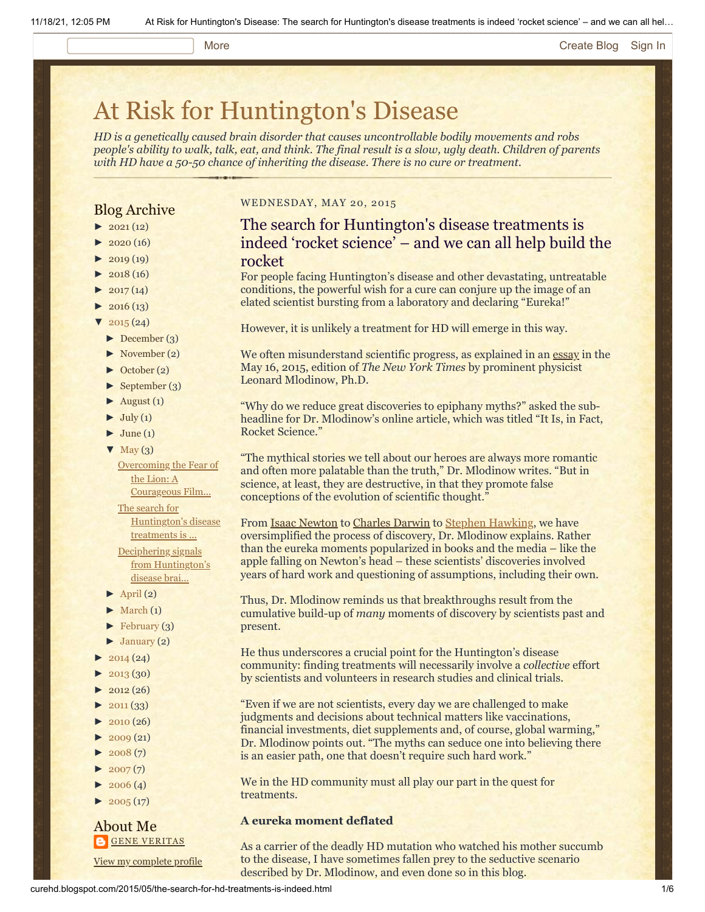# At Risk for Huntington's Disease

*HD is a genetically caused brain disorder that causes uncontrollable bodily movements and robs people's ability to walk, talk, eat, and think. The final result is a slow, ugly death. Children of parents with HD have a 50-50 chance of inheriting the disease. There is no cure or treatment.*

## Blog Archive

- ► 2021 (12)
- ► 2020 (16)
- ► 2019 (19)
- ► 2018 (16)
- ► 2017 (14)
- ► 2016 (13)
- ▼ 2015 (24)
  - ► December (3)
  - ► November (2)
  - ► October (2)
  - ► September (3)
  - ► August (1)
  - ► July (1)
  - ► June (1)
  - ▼ May (3)
    - Overcoming the Fear of the Lion: A Courageous Film...
    - The search for Huntington's disease treatments is ...
    - Deciphering signals from Huntington's disease brai...
  - ► April (2)
  - ► March (1)
  - ► February (3)
  - ► January (2)
- ► 2014 (24)
- ► 2013 (30)
- ► 2012 (26)
- ► 2011 (33)
- ► 2010 (26)
- ► 2009 (21)
- ► 2008 (7)
- ► 2007 (7)
- ► 2006 (4)
- ► 2005 (17)

## About Me

GENE VERITAS

View my complete profile

WEDNESDAY, MAY 20, 2015

## The search for Huntington's disease treatments is indeed 'rocket science' – and we can all help build the rocket

For people facing Huntington's disease and other devastating, untreatable conditions, the powerful wish for a cure can conjure up the image of an elated scientist bursting from a laboratory and declaring "Eureka!"

However, it is unlikely a treatment for HD will emerge in this way.

We often misunderstand scientific progress, as explained in an essay in the May 16, 2015, edition of *The New York Times* by prominent physicist Leonard Mlodinow, Ph.D.

"Why do we reduce great discoveries to epiphany myths?" asked the sub-headline for Dr. Mlodinow's online article, which was titled "It Is, in Fact, Rocket Science."

"The mythical stories we tell about our heroes are always more romantic and often more palatable than the truth," Dr. Mlodinow writes. "But in science, at least, they are destructive, in that they promote false conceptions of the evolution of scientific thought."

From Isaac Newton to Charles Darwin to Stephen Hawking, we have oversimplified the process of discovery, Dr. Mlodinow explains. Rather than the eureka moments popularized in books and the media – like the apple falling on Newton's head – these scientists' discoveries involved years of hard work and questioning of assumptions, including their own.

Thus, Dr. Mlodinow reminds us that breakthroughs result from the cumulative build-up of *many* moments of discovery by scientists past and present.

He thus underscores a crucial point for the Huntington's disease community: finding treatments will necessarily involve a *collective* effort by scientists and volunteers in research studies and clinical trials.

"Even if we are not scientists, every day we are challenged to make judgments and decisions about technical matters like vaccinations, financial investments, diet supplements and, of course, global warming," Dr. Mlodinow points out. "The myths can seduce one into believing there is an easier path, one that doesn't require such hard work."

We in the HD community must all play our part in the quest for treatments.

**A eureka moment deflated**

As a carrier of the deadly HD mutation who watched his mother succumb to the disease, I have sometimes fallen prey to the seductive scenario described by Dr. Mlodinow, and even done so in this blog.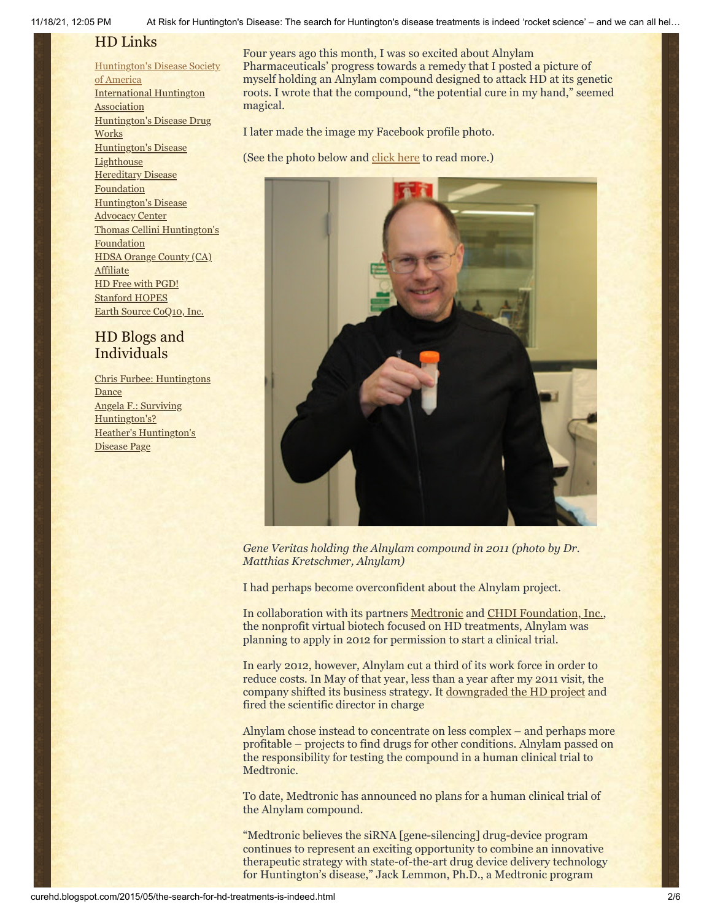## HD Links

[Huntington's Disease Society of America]
[International Huntington Association]
[Huntington's Disease Drug Works]
[Huntington's Disease Lighthouse]
[Hereditary Disease Foundation]
[Huntington's Disease Advocacy Center]
[Thomas Cellini Huntington's Foundation]
[HDSA Orange County (CA) Affiliate]
[HD Free with PGD!]
[Stanford HOPES]
[Earth Source CoQ10, Inc.]

## HD Blogs and Individuals

[Chris Furbee: Huntingtons Dance]
[Angela F.: Surviving Huntington's?]
[Heather's Huntington's Disease Page]

Four years ago this month, I was so excited about Alnylam Pharmaceuticals' progress towards a remedy that I posted a picture of myself holding an Alnylam compound designed to attack HD at its genetic roots. I wrote that the compound, "the potential cure in my hand," seemed magical.

I later made the image my Facebook profile photo.

(See the photo below and click here to read more.)

*Gene Veritas holding the Alnylam compound in 2011 (photo by Dr. Matthias Kretschmer, Alnylam)*

I had perhaps become overconfident about the Alnylam project.

In collaboration with its partners Medtronic and CHDI Foundation, Inc., the nonprofit virtual biotech focused on HD treatments, Alnylam was planning to apply in 2012 for permission to start a clinical trial.

In early 2012, however, Alnylam cut a third of its work force in order to reduce costs. In May of that year, less than a year after my 2011 visit, the company shifted its business strategy. It downgraded the HD project and fired the scientific director in charge

Alnylam chose instead to concentrate on less complex – and perhaps more profitable – projects to find drugs for other conditions. Alnylam passed on the responsibility for testing the compound in a human clinical trial to Medtronic.

To date, Medtronic has announced no plans for a human clinical trial of the Alnylam compound.

"Medtronic believes the siRNA [gene-silencing] drug-device program continues to represent an exciting opportunity to combine an innovative therapeutic strategy with state-of-the-art drug device delivery technology for Huntington's disease," Jack Lemmon, Ph.D., a Medtronic program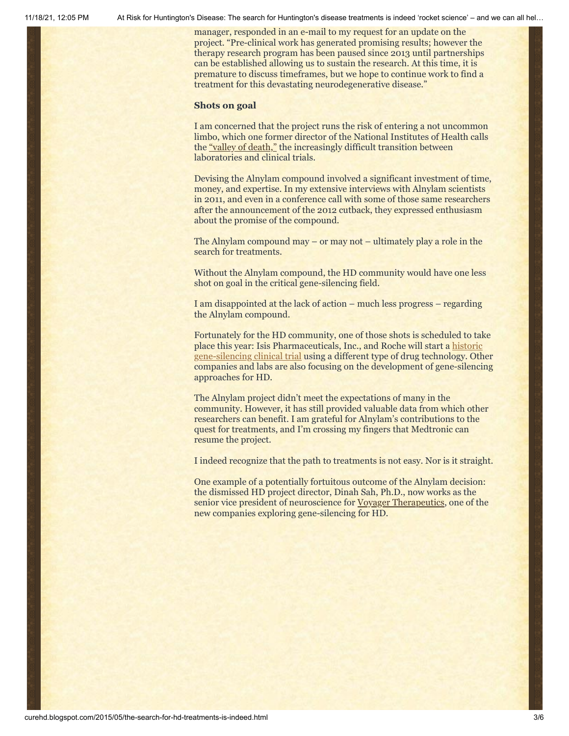manager, responded in an e-mail to my request for an update on the project. "Pre-clinical work has generated promising results; however the therapy research program has been paused since 2013 until partnerships can be established allowing us to sustain the research. At this time, it is premature to discuss timeframes, but we hope to continue work to find a treatment for this devastating neurodegenerative disease."

**Shots on goal**

I am concerned that the project runs the risk of entering a not uncommon limbo, which one former director of the National Institutes of Health calls the "valley of death," the increasingly difficult transition between laboratories and clinical trials.

Devising the Alnylam compound involved a significant investment of time, money, and expertise. In my extensive interviews with Alnylam scientists in 2011, and even in a conference call with some of those same researchers after the announcement of the 2012 cutback, they expressed enthusiasm about the promise of the compound.

The Alnylam compound may – or may not – ultimately play a role in the search for treatments.

Without the Alnylam compound, the HD community would have one less shot on goal in the critical gene-silencing field.

I am disappointed at the lack of action – much less progress – regarding the Alnylam compound.

Fortunately for the HD community, one of those shots is scheduled to take place this year: Isis Pharmaceuticals, Inc., and Roche will start a historic gene-silencing clinical trial using a different type of drug technology. Other companies and labs are also focusing on the development of gene-silencing approaches for HD.

The Alnylam project didn't meet the expectations of many in the community. However, it has still provided valuable data from which other researchers can benefit. I am grateful for Alnylam's contributions to the quest for treatments, and I'm crossing my fingers that Medtronic can resume the project.

I indeed recognize that the path to treatments is not easy. Nor is it straight.

One example of a potentially fortuitous outcome of the Alnylam decision: the dismissed HD project director, Dinah Sah, Ph.D., now works as the senior vice president of neuroscience for Voyager Therapeutics, one of the new companies exploring gene-silencing for HD.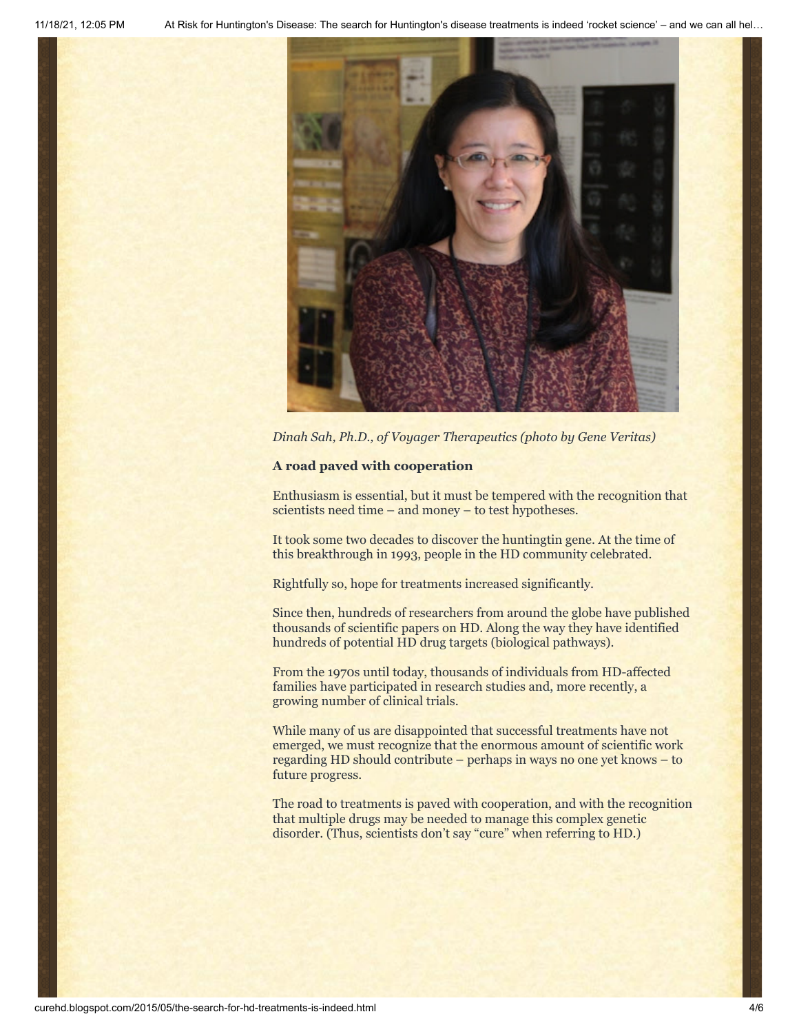*Dinah Sah, Ph.D., of Voyager Therapeutics (photo by Gene Veritas)*

**A road paved with cooperation**

Enthusiasm is essential, but it must be tempered with the recognition that scientists need time – and money – to test hypotheses.

It took some two decades to discover the huntingtin gene. At the time of this breakthrough in 1993, people in the HD community celebrated.

Rightfully so, hope for treatments increased significantly.

Since then, hundreds of researchers from around the globe have published thousands of scientific papers on HD. Along the way they have identified hundreds of potential HD drug targets (biological pathways).

From the 1970s until today, thousands of individuals from HD-affected families have participated in research studies and, more recently, a growing number of clinical trials.

While many of us are disappointed that successful treatments have not emerged, we must recognize that the enormous amount of scientific work regarding HD should contribute – perhaps in ways no one yet knows – to future progress.

The road to treatments is paved with cooperation, and with the recognition that multiple drugs may be needed to manage this complex genetic disorder. (Thus, scientists don't say "cure" when referring to HD.)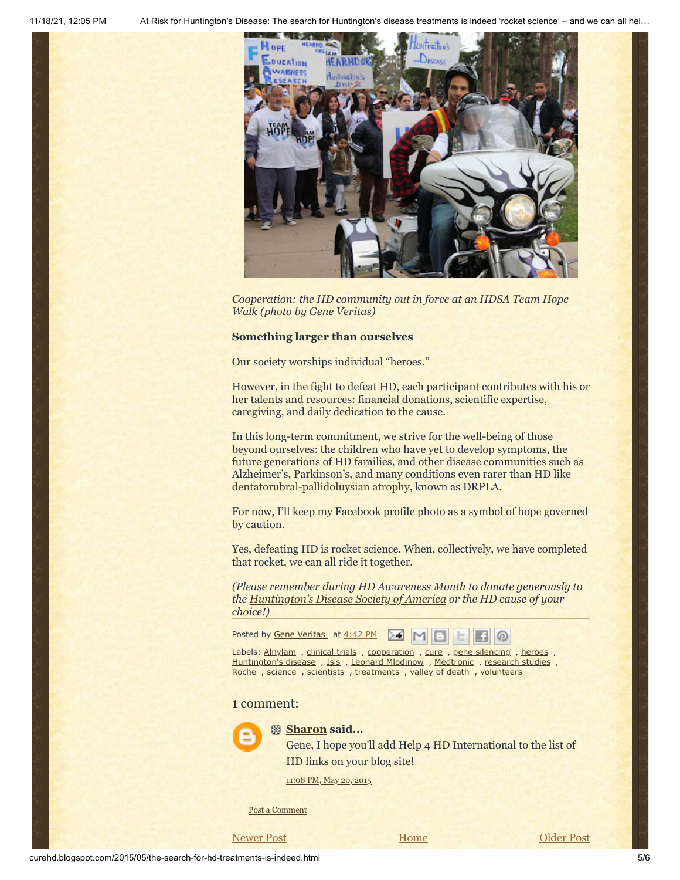*Cooperation: the HD community out in force at an HDSA Team Hope Walk (photo by Gene Veritas)*

### Something larger than ourselves

Our society worships individual "heroes."

However, in the fight to defeat HD, each participant contributes with his or her talents and resources: financial donations, scientific expertise, caregiving, and daily dedication to the cause.

In this long-term commitment, we strive for the well-being of those beyond ourselves: the children who have yet to develop symptoms, the future generations of HD families, and other disease communities such as Alzheimer's, Parkinson's, and many conditions even rarer than HD like dentatorubral-pallidoluysian atrophy, known as DRPLA.

For now, I'll keep my Facebook profile photo as a symbol of hope governed by caution.

Yes, defeating HD is rocket science. When, collectively, we have completed that rocket, we can all ride it together.

*(Please remember during HD Awareness Month to donate generously to the Huntington's Disease Society of America or the HD cause of your choice!)*

Posted by Gene Veritas at 4:42 PM

Labels: Alnylam , clinical trials , cooperation , cure , gene silencing , heroes , Huntington's disease , Isis , Leonard Mlodinow , Medtronic , research studies , Roche , science , scientists , treatments , valley of death , volunteers

## 1 comment:

**Sharon said...**

Gene, I hope you'll add Help 4 HD International to the list of HD links on your blog site!

11:08 PM, May 20, 2015

Post a Comment

Newer Post | Home | Older Post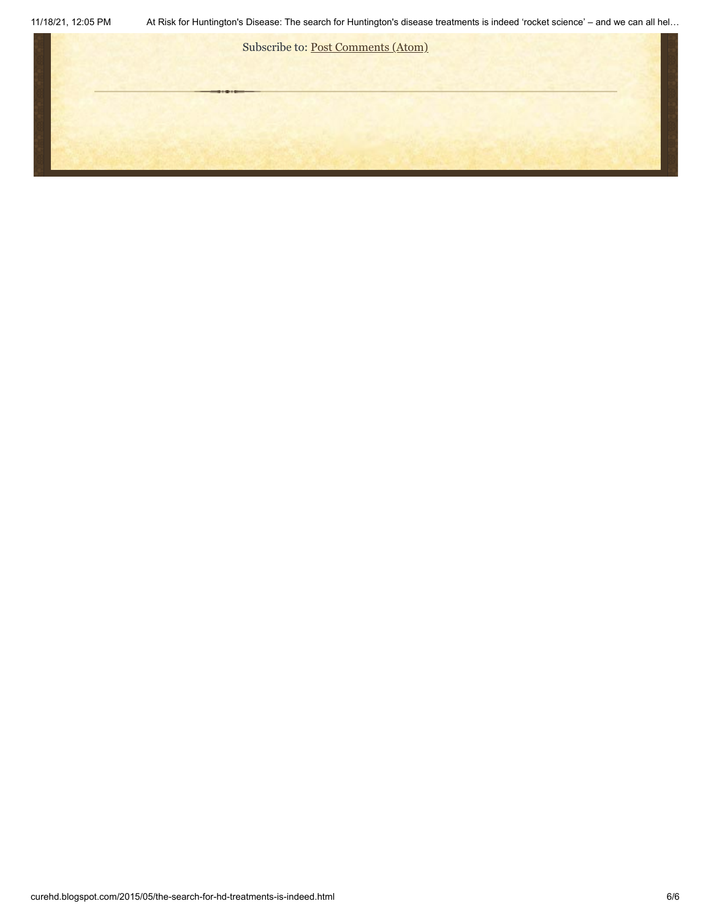Subscribe to: Post Comments (Atom)